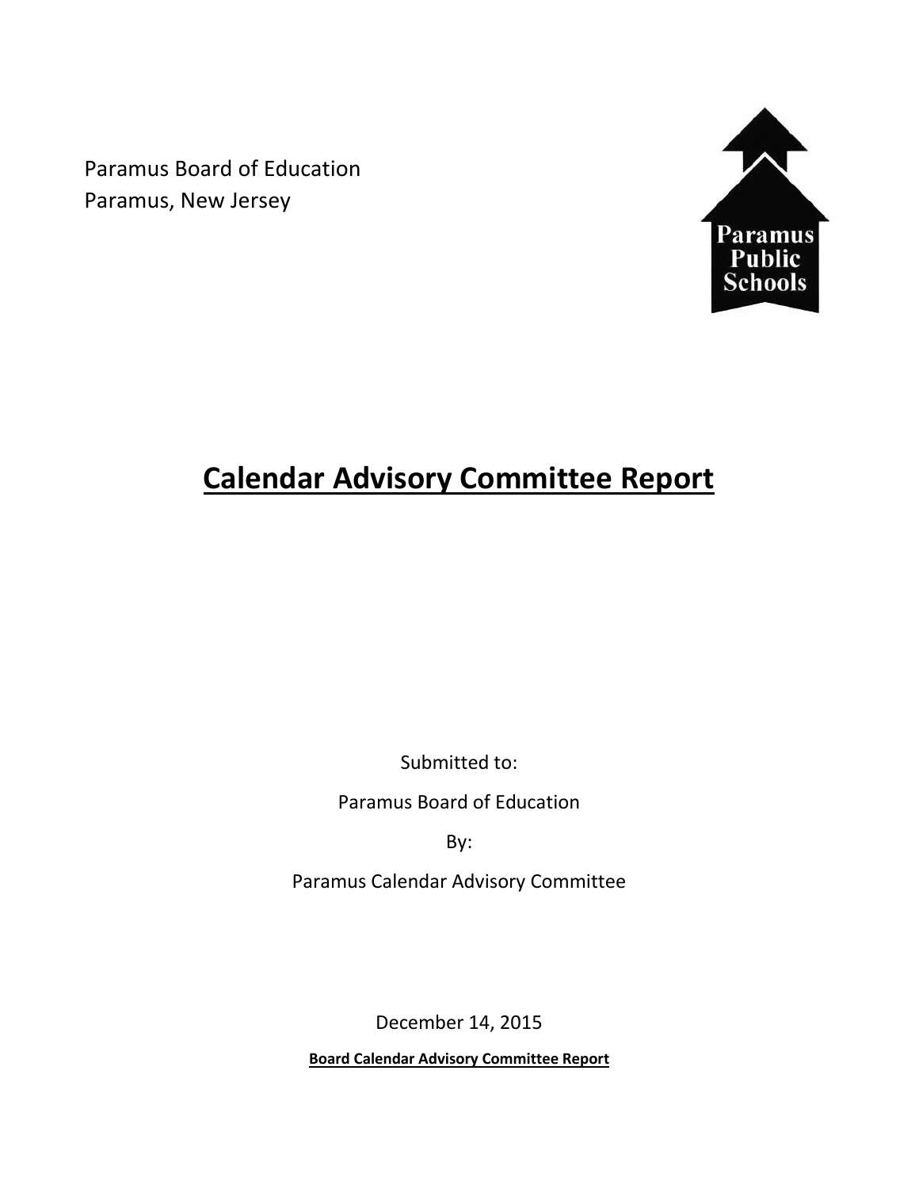Paramus Board of Education
Paramus, New Jersey

Paramus Public Schools

# Calendar Advisory Committee Report

Submitted to:

Paramus Board of Education

By:

Paramus Calendar Advisory Committee

December 14, 2015

**Board Calendar Advisory Committee Report**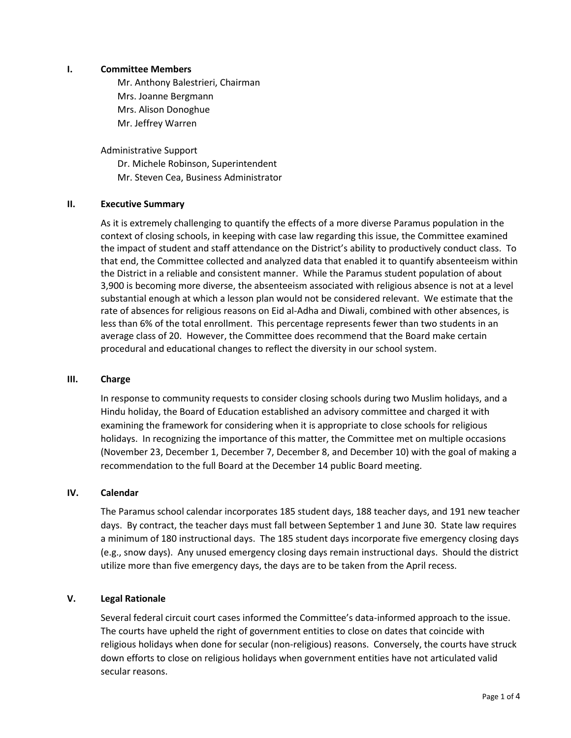## I. Committee Members

Mr. Anthony Balestrieri, Chairman
Mrs. Joanne Bergmann
Mrs. Alison Donoghue
Mr. Jeffrey Warren

Administrative Support
Dr. Michele Robinson, Superintendent
Mr. Steven Cea, Business Administrator

## II. Executive Summary

As it is extremely challenging to quantify the effects of a more diverse Paramus population in the context of closing schools, in keeping with case law regarding this issue, the Committee examined the impact of student and staff attendance on the District's ability to productively conduct class. To that end, the Committee collected and analyzed data that enabled it to quantify absenteeism within the District in a reliable and consistent manner. While the Paramus student population of about 3,900 is becoming more diverse, the absenteeism associated with religious absence is not at a level substantial enough at which a lesson plan would not be considered relevant. We estimate that the rate of absences for religious reasons on Eid al-Adha and Diwali, combined with other absences, is less than 6% of the total enrollment. This percentage represents fewer than two students in an average class of 20. However, the Committee does recommend that the Board make certain procedural and educational changes to reflect the diversity in our school system.

## III. Charge

In response to community requests to consider closing schools during two Muslim holidays, and a Hindu holiday, the Board of Education established an advisory committee and charged it with examining the framework for considering when it is appropriate to close schools for religious holidays. In recognizing the importance of this matter, the Committee met on multiple occasions (November 23, December 1, December 7, December 8, and December 10) with the goal of making a recommendation to the full Board at the December 14 public Board meeting.

## IV. Calendar

The Paramus school calendar incorporates 185 student days, 188 teacher days, and 191 new teacher days. By contract, the teacher days must fall between September 1 and June 30. State law requires a minimum of 180 instructional days. The 185 student days incorporate five emergency closing days (e.g., snow days). Any unused emergency closing days remain instructional days. Should the district utilize more than five emergency days, the days are to be taken from the April recess.

## V. Legal Rationale

Several federal circuit court cases informed the Committee's data-informed approach to the issue. The courts have upheld the right of government entities to close on dates that coincide with religious holidays when done for secular (non-religious) reasons. Conversely, the courts have struck down efforts to close on religious holidays when government entities have not articulated valid secular reasons.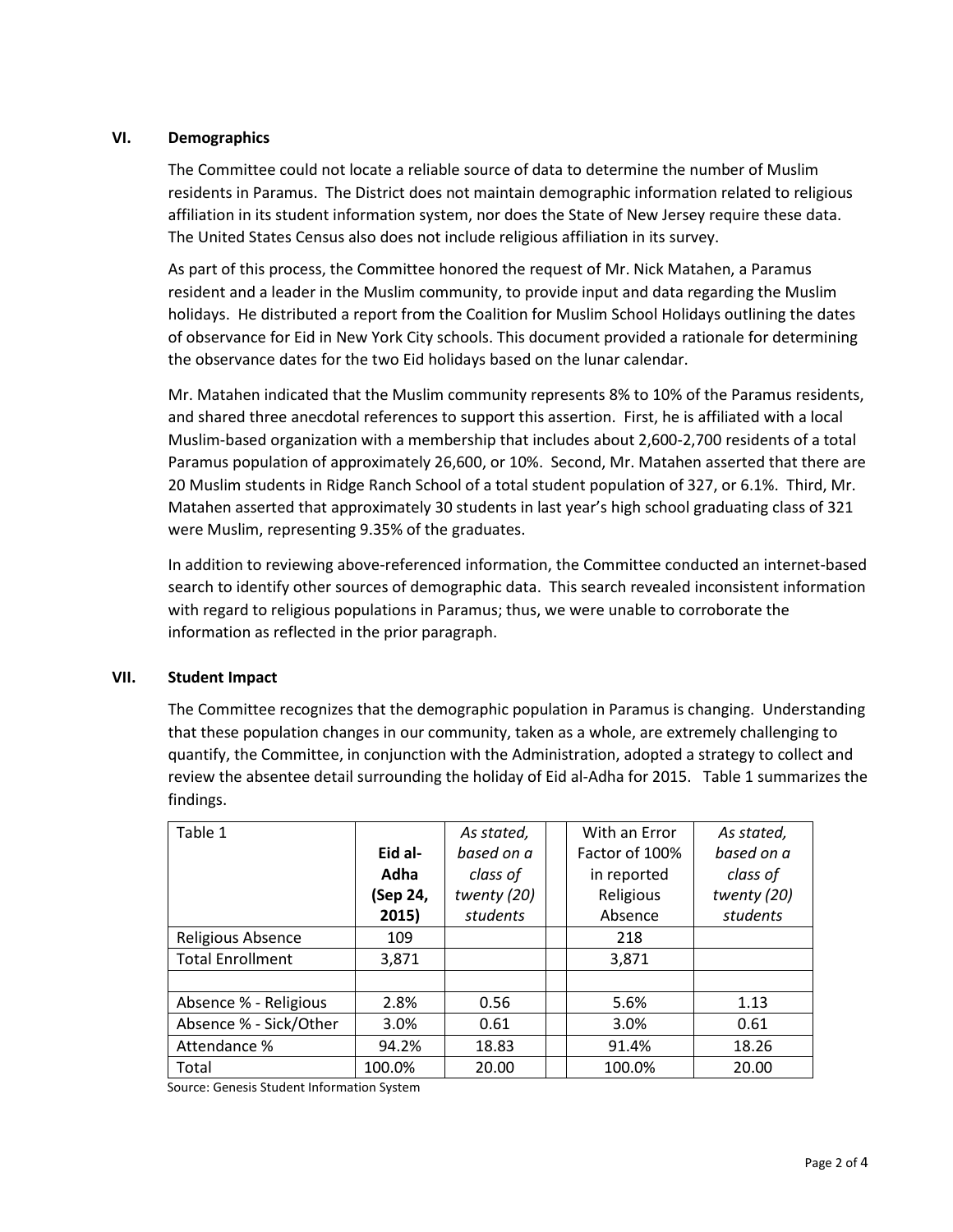## VI. Demographics

The Committee could not locate a reliable source of data to determine the number of Muslim residents in Paramus. The District does not maintain demographic information related to religious affiliation in its student information system, nor does the State of New Jersey require these data. The United States Census also does not include religious affiliation in its survey.

As part of this process, the Committee honored the request of Mr. Nick Matahen, a Paramus resident and a leader in the Muslim community, to provide input and data regarding the Muslim holidays. He distributed a report from the Coalition for Muslim School Holidays outlining the dates of observance for Eid in New York City schools. This document provided a rationale for determining the observance dates for the two Eid holidays based on the lunar calendar.

Mr. Matahen indicated that the Muslim community represents 8% to 10% of the Paramus residents, and shared three anecdotal references to support this assertion. First, he is affiliated with a local Muslim-based organization with a membership that includes about 2,600-2,700 residents of a total Paramus population of approximately 26,600, or 10%. Second, Mr. Matahen asserted that there are 20 Muslim students in Ridge Ranch School of a total student population of 327, or 6.1%. Third, Mr. Matahen asserted that approximately 30 students in last year's high school graduating class of 321 were Muslim, representing 9.35% of the graduates.

In addition to reviewing above-referenced information, the Committee conducted an internet-based search to identify other sources of demographic data. This search revealed inconsistent information with regard to religious populations in Paramus; thus, we were unable to corroborate the information as reflected in the prior paragraph.

## VII. Student Impact

The Committee recognizes that the demographic population in Paramus is changing. Understanding that these population changes in our community, taken as a whole, are extremely challenging to quantify, the Committee, in conjunction with the Administration, adopted a strategy to collect and review the absentee detail surrounding the holiday of Eid al-Adha for 2015. Table 1 summarizes the findings.

| Table 1 | **Eid al-Adha (Sep 24, 2015)** | *As stated, based on a class of twenty (20) students* | | With an Error Factor of 100% in reported Religious Absence | *As stated, based on a class of twenty (20) students* |
|---|---|---|---|---|---|
| Religious Absence | 109 | | | 218 | |
| Total Enrollment | 3,871 | | | 3,871 | |
| | | | | | |
| Absence % - Religious | 2.8% | 0.56 | | 5.6% | 1.13 |
| Absence % - Sick/Other | 3.0% | 0.61 | | 3.0% | 0.61 |
| Attendance % | 94.2% | 18.83 | | 91.4% | 18.26 |
| Total | 100.0% | 20.00 | | 100.0% | 20.00 |

Source: Genesis Student Information System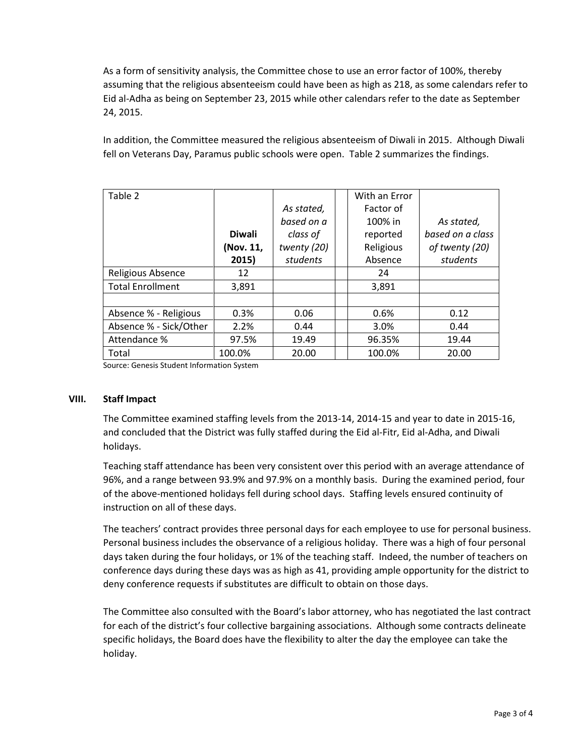As a form of sensitivity analysis, the Committee chose to use an error factor of 100%, thereby assuming that the religious absenteeism could have been as high as 218, as some calendars refer to Eid al-Adha as being on September 23, 2015 while other calendars refer to the date as September 24, 2015.

In addition, the Committee measured the religious absenteeism of Diwali in 2015. Although Diwali fell on Veterans Day, Paramus public schools were open. Table 2 summarizes the findings.

| Table 2 | **Diwali (Nov. 11, 2015)** | *As stated, based on a class of twenty (20) students* | | With an Error Factor of 100% in reported Religious Absence | *As stated, based on a class of twenty (20) students* |
|---|---|---|---|---|---|
| Religious Absence | 12 | | | 24 | |
| Total Enrollment | 3,891 | | | 3,891 | |
| | | | | | |
| Absence % - Religious | 0.3% | 0.06 | | 0.6% | 0.12 |
| Absence % - Sick/Other | 2.2% | 0.44 | | 3.0% | 0.44 |
| Attendance % | 97.5% | 19.49 | | 96.35% | 19.44 |
| Total | 100.0% | 20.00 | | 100.0% | 20.00 |

Source: Genesis Student Information System

## VIII. Staff Impact

The Committee examined staffing levels from the 2013-14, 2014-15 and year to date in 2015-16, and concluded that the District was fully staffed during the Eid al-Fitr, Eid al-Adha, and Diwali holidays.

Teaching staff attendance has been very consistent over this period with an average attendance of 96%, and a range between 93.9% and 97.9% on a monthly basis. During the examined period, four of the above-mentioned holidays fell during school days. Staffing levels ensured continuity of instruction on all of these days.

The teachers' contract provides three personal days for each employee to use for personal business. Personal business includes the observance of a religious holiday. There was a high of four personal days taken during the four holidays, or 1% of the teaching staff. Indeed, the number of teachers on conference days during these days was as high as 41, providing ample opportunity for the district to deny conference requests if substitutes are difficult to obtain on those days.

The Committee also consulted with the Board's labor attorney, who has negotiated the last contract for each of the district's four collective bargaining associations. Although some contracts delineate specific holidays, the Board does have the flexibility to alter the day the employee can take the holiday.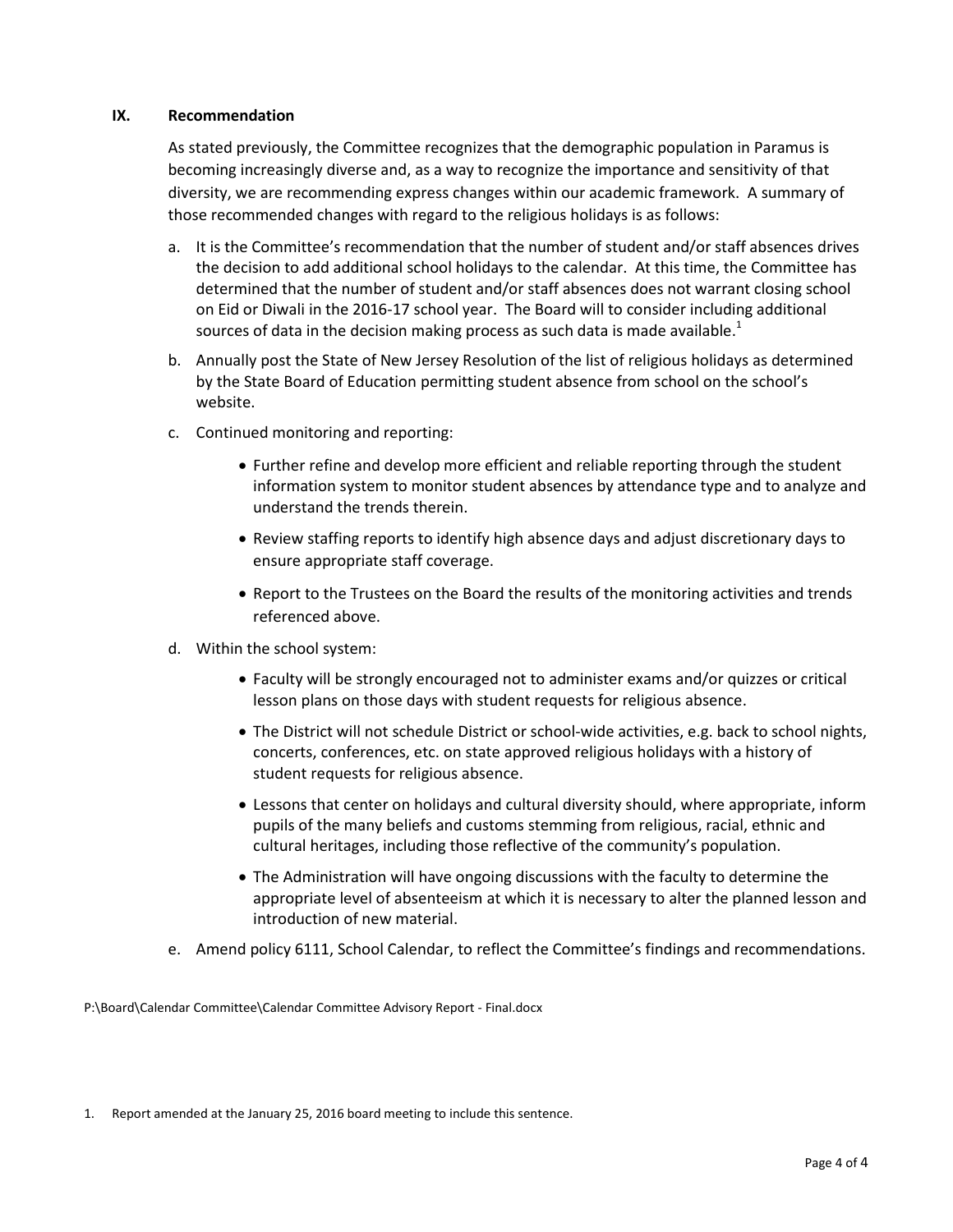## IX. Recommendation

As stated previously, the Committee recognizes that the demographic population in Paramus is becoming increasingly diverse and, as a way to recognize the importance and sensitivity of that diversity, we are recommending express changes within our academic framework. A summary of those recommended changes with regard to the religious holidays is as follows:

a. It is the Committee's recommendation that the number of student and/or staff absences drives the decision to add additional school holidays to the calendar. At this time, the Committee has determined that the number of student and/or staff absences does not warrant closing school on Eid or Diwali in the 2016-17 school year. The Board will to consider including additional sources of data in the decision making process as such data is made available.[1]

b. Annually post the State of New Jersey Resolution of the list of religious holidays as determined by the State Board of Education permitting student absence from school on the school's website.

c. Continued monitoring and reporting:

   - Further refine and develop more efficient and reliable reporting through the student information system to monitor student absences by attendance type and to analyze and understand the trends therein.
   - Review staffing reports to identify high absence days and adjust discretionary days to ensure appropriate staff coverage.
   - Report to the Trustees on the Board the results of the monitoring activities and trends referenced above.

d. Within the school system:

   - Faculty will be strongly encouraged not to administer exams and/or quizzes or critical lesson plans on those days with student requests for religious absence.
   - The District will not schedule District or school-wide activities, e.g. back to school nights, concerts, conferences, etc. on state approved religious holidays with a history of student requests for religious absence.
   - Lessons that center on holidays and cultural diversity should, where appropriate, inform pupils of the many beliefs and customs stemming from religious, racial, ethnic and cultural heritages, including those reflective of the community's population.
   - The Administration will have ongoing discussions with the faculty to determine the appropriate level of absenteeism at which it is necessary to alter the planned lesson and introduction of new material.

e. Amend policy 6111, School Calendar, to reflect the Committee's findings and recommendations.

P:\Board\Calendar Committee\Calendar Committee Advisory Report - Final.docx

1. Report amended at the January 25, 2016 board meeting to include this sentence.